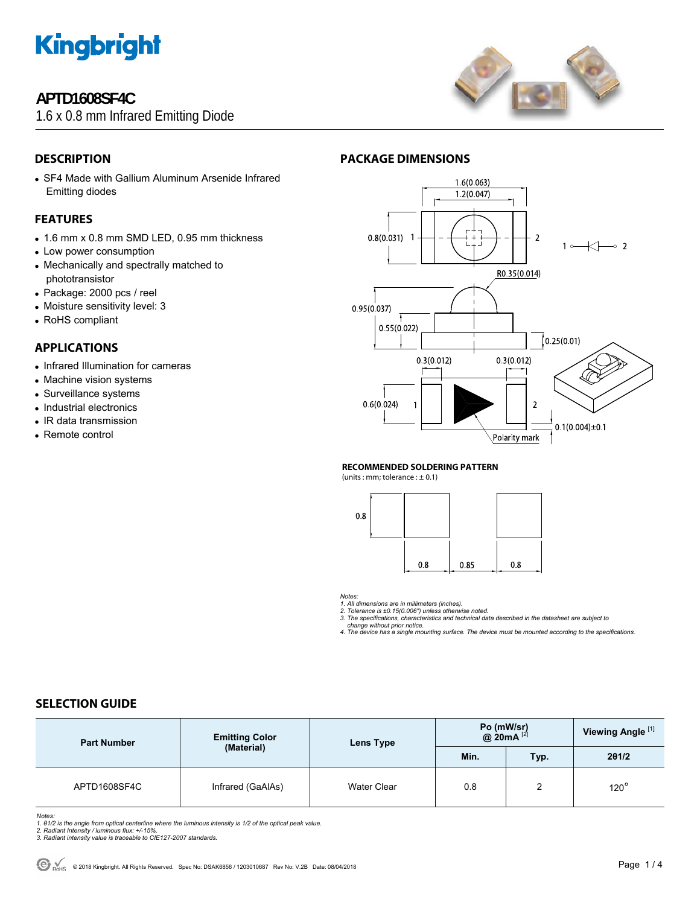# APTD1608SF4C

1.6 x 0.8 mm Infrared Emitting Diode

## DESCRIPTION

- SF4 Made with Gallium Aluminum Arsenide Infrared Emitting diodes

## FEATURES

- 1.6 mm x 0.8 mm SMD LED, 0.95 mm thickness
- Low power consumption
- Mechanically and spectrally matched to phototransistor
- Package: 2000 pcs / reel
- Moisture sensitivity level: 3
- RoHS compliant

## APPLICATIONS

- Infrared Illumination for cameras
- Machine vision systems
- Surveillance systems
- Industrial electronics
- IR data transmission
- Remote control

## PACKAGE DIMENSIONS

### RECOMMENDED SOLDERING PATTERN

(units : mm; tolerance : ± 0.1)

*Notes:*
*1. All dimensions are in millimeters (inches).*
*2. Tolerance is ±0.15(0.006") unless otherwise noted.*
*3. The specifications, characteristics and technical data described in the datasheet are subject to change without prior notice.*
*4. The device has a single mounting surface. The device must be mounted according to the specifications.*

## SELECTION GUIDE

| Part Number | Emitting Color (Material) | Lens Type | Po (mW/sr) @ 20mA [2] | | Viewing Angle [1] |
|---|---|---|---|---|---|
| | | | Min. | Typ. | 2θ1/2 |
| APTD1608SF4C | Infrared (GaAlAs) | Water Clear | 0.8 | 2 | 120° |

*Notes:*
*1. θ1/2 is the angle from optical centerline where the luminous intensity is 1/2 of the optical peak value.*
*2. Radiant Intensity / luminous flux: +/-15%.*
*3. Radiant intensity value is traceable to CIE127-2007 standards.*

© 2018 Kingbright. All Rights Reserved. Spec No: DSAK6856 / 1203010687 Rev No: V.2B Date: 08/04/2018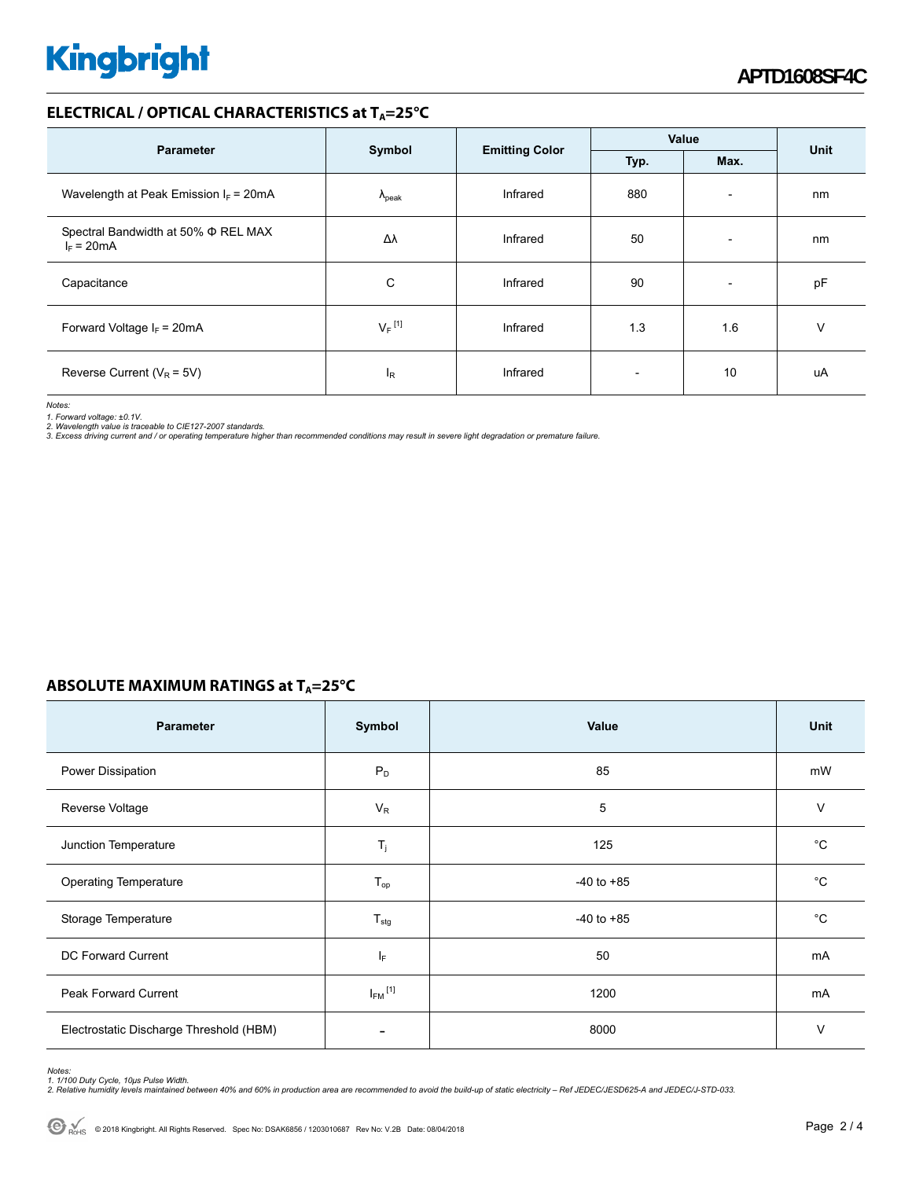## ELECTRICAL / OPTICAL CHARACTERISTICS at $T_A$=25°C

| Parameter | Symbol | Emitting Color | Value | | Unit |
|---|---|---|---|---|---|
| | | | Typ. | Max. | |
| Wavelength at Peak Emission $I_F$ = 20mA | $\lambda_{peak}$ | Infrared | 880 | - | nm |
| Spectral Bandwidth at 50% Φ REL MAX $I_F$ = 20mA | Δλ | Infrared | 50 | - | nm |
| Capacitance | C | Infrared | 90 | - | pF |
| Forward Voltage $I_F$ = 20mA | $V_F$ [1] | Infrared | 1.3 | 1.6 | V |
| Reverse Current ($V_R$ = 5V) | $I_R$ | Infrared | - | 10 | uA |

*Notes:*
*1. Forward voltage: ±0.1V.*
*2. Wavelength value is traceable to CIE127-2007 standards.*
*3. Excess driving current and / or operating temperature higher than recommended conditions may result in severe light degradation or premature failure.*

## ABSOLUTE MAXIMUM RATINGS at $T_A$=25°C

| Parameter | Symbol | Value | Unit |
|---|---|---|---|
| Power Dissipation | $P_D$ | 85 | mW |
| Reverse Voltage | $V_R$ | 5 | V |
| Junction Temperature | $T_j$ | 125 | °C |
| Operating Temperature | $T_{op}$ | -40 to +85 | °C |
| Storage Temperature | $T_{stg}$ | -40 to +85 | °C |
| DC Forward Current | $I_F$ | 50 | mA |
| Peak Forward Current | $I_{FM}$ [1] | 1200 | mA |
| Electrostatic Discharge Threshold (HBM) | - | 8000 | V |

*Notes:*
*1. 1/100 Duty Cycle, 10μs Pulse Width.*
*2. Relative humidity levels maintained between 40% and 60% in production area are recommended to avoid the build-up of static electricity – Ref JEDEC/JESD625-A and JEDEC/J-STD-033.*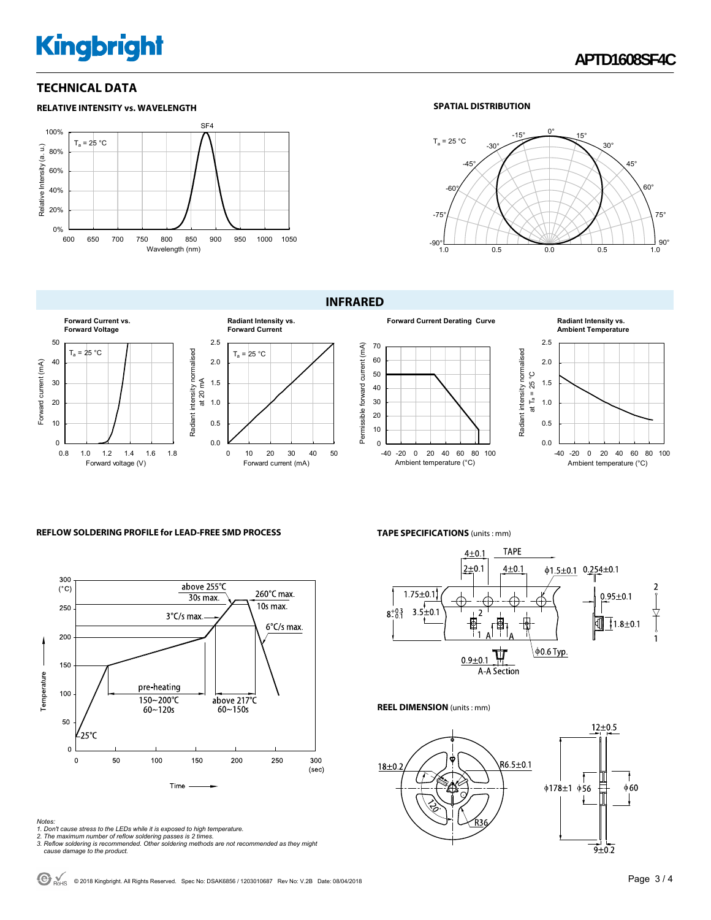## TECHNICAL DATA

### RELATIVE INTENSITY vs. WAVELENGTH

SF4

$T_a$ = 25 °C

Relative Intensity (a. u.)

Wavelength (nm)

### SPATIAL DISTRIBUTION

$T_a$ = 25 °C

## INFRARED

**Forward Current vs. Forward Voltage**

$T_a$ = 25 °C

Forward current (mA)

Forward voltage (V)

**Radiant Intensity vs. Forward Current**

$T_a$ = 25 °C

Radiant intensity normalised at 20 mA

Forward current (mA)

**Forward Current Derating Curve**

Permissible forward current (mA)

Ambient temperature (°C)

**Radiant Intensity vs. Ambient Temperature**

Radiant intensity normalised at $T_a$ = 25 °C

Ambient temperature (°C)

### REFLOW SOLDERING PROFILE for LEAD-FREE SMD PROCESS

- above 255°C 30s max.
- 260°C max. 10s max.
- 3°C/s max.
- 6°C/s max.
- pre-heating 150~200°C 60~120s
- above 217°C 60~150s
- 25°C

Temperature (°C)

Time (sec)

*Notes:*
*1. Don't cause stress to the LEDs while it is exposed to high temperature.*
*2. The maximum number of reflow soldering passes is 2 times.*
*3. Reflow soldering is recommended. Other soldering methods are not recommended as they might cause damage to the product.*

### TAPE SPECIFICATIONS (units : mm)

TAPE

4±0.1, 2±0.1, 4±0.1, ϕ1.5±0.1, 0.254±0.1, 1.75±0.1, $8^{+0.3}_{-0.1}$, 3.5±0.1, 0.95±0.1, 1.8±0.1, ϕ0.6 Typ., 0.9±0.1, A-A Section

### REEL DIMENSION (units : mm)

18±0.2, R6.5±0.1, 120°, R36, 12±0.5, ϕ178±1, ϕ56, ϕ60, 9±0.2

© 2018 Kingbright. All Rights Reserved. Spec No: DSAK6856 / 1203010687 Rev No: V.2B Date: 08/04/2018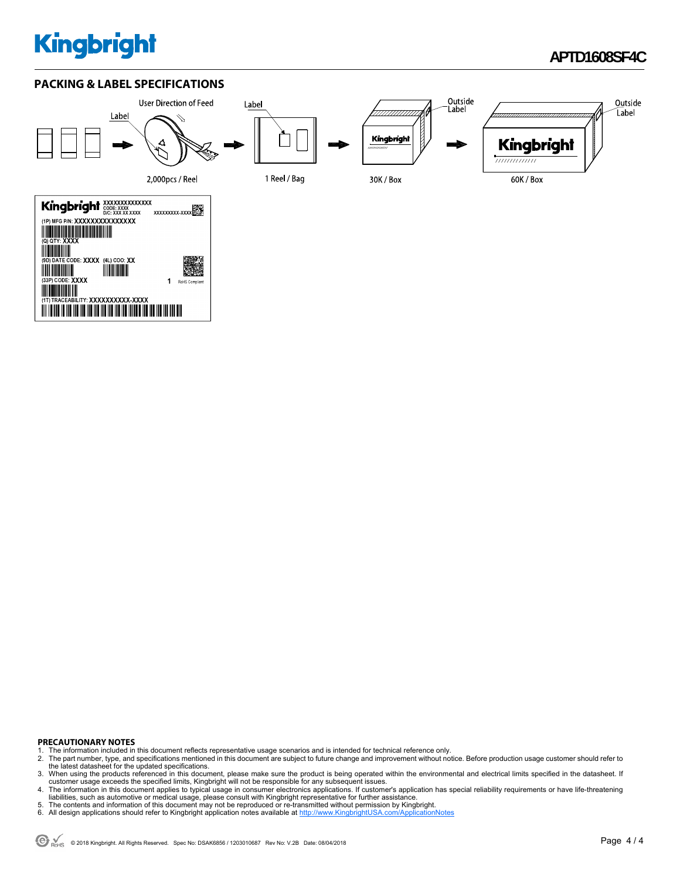## PACKING & LABEL SPECIFICATIONS

User Direction of Feed

Label

2,000pcs / Reel

Label

1 Reel / Bag

Outside Label

30K / Box

Outside Label

60K / Box

Kingbright XXXXXXXXXXXXXX
CODE: XXXX
D/C: XXX XX XXXX
XXXXXXXXX-XXXX

(1P) MFG P/N: XXXXXXXXXXXXXXX

(Q) QTY: XXXX

(9D) DATE CODE: XXXX (4L) COO: XX

(33P) CODE: XXXX 1 RoHS Compliant

(1T) TRACEABILITY: XXXXXXXXXX-XXXX

### PRECAUTIONARY NOTES

1. The information included in this document reflects representative usage scenarios and is intended for technical reference only.
2. The part number, type, and specifications mentioned in this document are subject to future change and improvement without notice. Before production usage customer should refer to the latest datasheet for the updated specifications.
3. When using the products referenced in this document, please make sure the product is being operated within the environmental and electrical limits specified in the datasheet. If customer usage exceeds the specified limits, Kingbright will not be responsible for any subsequent issues.
4. The information in this document applies to typical usage in consumer electronics applications. If customer's application has special reliability requirements or have life-threatening liabilities, such as automotive or medical usage, please consult with Kingbright representative for further assistance.
5. The contents and information of this document may not be reproduced or re-transmitted without permission by Kingbright.
6. All design applications should refer to Kingbright application notes available at http://www.KingbrightUSA.com/ApplicationNotes

© 2018 Kingbright. All Rights Reserved. Spec No: DSAK6856 / 1203010687 Rev No: V.2B Date: 08/04/2018